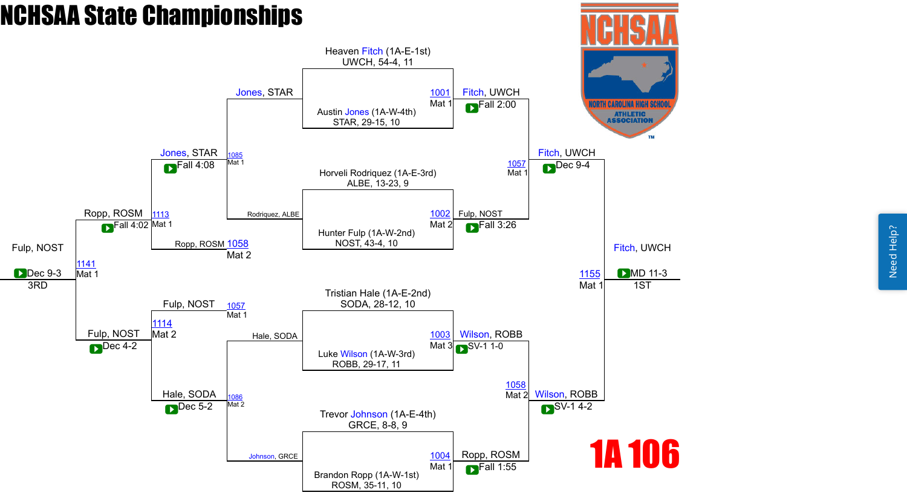# NCHSAA State Championships

## 1A 106

### Championship Bracket

**Quarterfinals**

| Bout | Mat | Wrestler 1 | Wrestler 2 | Winner | Result |
|---|---|---|---|---|---|
| 1001 | Mat 1 | Heaven Fitch (1A-E-1st) UWCH, 54-4, 11 | Austin Jones (1A-W-4th) STAR, 29-15, 10 | Fitch, UWCH | Fall 2:00 |
| 1002 | Mat 2 | Horveli Rodriquez (1A-E-3rd) ALBE, 13-23, 9 | Hunter Fulp (1A-W-2nd) NOST, 43-4, 10 | Fulp, NOST | Fall 3:26 |
| 1003 | Mat 3 | Tristian Hale (1A-E-2nd) SODA, 28-12, 10 | Luke Wilson (1A-W-3rd) ROBB, 29-17, 11 | Wilson, ROBB | SV-1 1-0 |
| 1004 | Mat 1 | Trevor Johnson (1A-E-4th) GRCE, 8-8, 9 | Brandon Ropp (1A-W-1st) ROSM, 35-11, 10 | Ropp, ROSM | Fall 1:55 |

**Semifinals**

| Bout | Mat | Winner | Result |
|---|---|---|---|
| 1057 | Mat 1 | Fitch, UWCH | Dec 9-4 |
| 1058 | Mat 2 | Wilson, ROBB | SV-1 4-2 |

**Final**

| Bout | Mat | Winner | Result | Place |
|---|---|---|---|---|
| 1155 | Mat 1 | Fitch, UWCH | MD 11-3 | 1ST |

### Consolation Bracket

**Consolation Round 1**

| Bout | Mat | Wrestler 1 | Wrestler 2 | Winner | Result |
|---|---|---|---|---|---|
| 1085 | Mat 1 | Jones, STAR | Rodriquez, ALBE | Jones, STAR | Fall 4:08 |
| 1086 | Mat 2 | Hale, SODA | Johnson, GRCE | Hale, SODA | Dec 5-2 |

**Consolation Semifinals**

| Bout | Mat | Wrestler 1 | Wrestler 2 | Winner | Result |
|---|---|---|---|---|---|
| 1113 | Mat 1 | Jones, STAR | Ropp, ROSM (1058, Mat 2) | Ropp, ROSM | Fall 4:02 |
| 1114 | Mat 2 | Fulp, NOST (1057, Mat 1) | Hale, SODA | Fulp, NOST | Dec 4-2 |

**3rd Place**

| Bout | Mat | Winner | Result | Place |
|---|---|---|---|---|
| 1141 | Mat 1 | Fulp, NOST | Dec 9-3 | 3RD |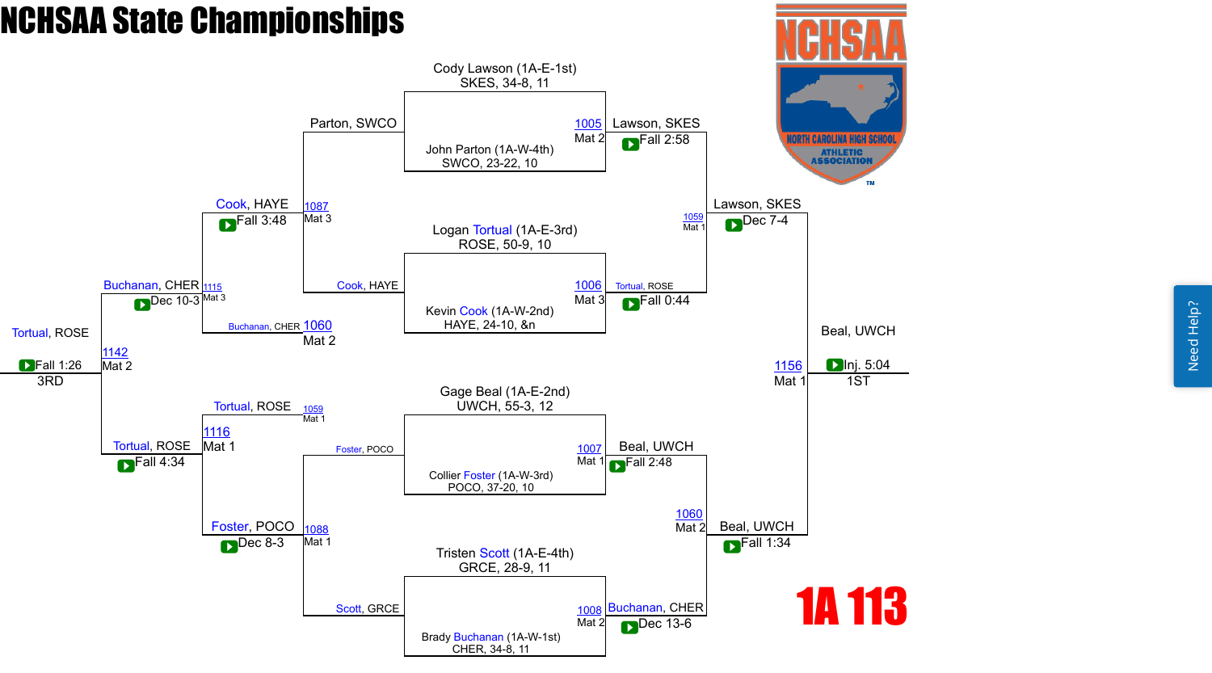# NCHSAA State Championships

## 1A 113

### Championship Bracket

**Quarterfinals**

- Cody Lawson (1A-E-1st) SKES, 34-8, 11 vs. John Parton (1A-W-4th) SWCO, 23-22, 10 — Match 1005, Mat 2: Lawson, SKES, Fall 2:58
- Logan Tortual (1A-E-3rd) ROSE, 50-9, 10 vs. Kevin Cook (1A-W-2nd) HAYE, 24-10, &n — Match 1006, Mat 3: Tortual, ROSE, Fall 0:44
- Gage Beal (1A-E-2nd) UWCH, 55-3, 12 vs. Collier Foster (1A-W-3rd) POCO, 37-20, 10 — Match 1007, Mat 1: Beal, UWCH, Fall 2:48
- Tristen Scott (1A-E-4th) GRCE, 28-9, 11 vs. Brady Buchanan (1A-W-1st) CHER, 34-8, 11 — Match 1008, Mat 2: Buchanan, CHER, Dec 13-6

**Semifinals**

- Lawson, SKES vs. Tortual, ROSE — Match 1059, Mat 1: Lawson, SKES, Dec 7-4
- Beal, UWCH vs. Buchanan, CHER — Match 1060, Mat 2: Beal, UWCH, Fall 1:34

**Final**

- Lawson, SKES vs. Beal, UWCH — Match 1156, Mat 1: Beal, UWCH, Inj. 5:04 — 1ST

### Consolation Bracket

**Consolation Round 1**

- Parton, SWCO vs. Cook, HAYE — Match 1087, Mat 3: Cook, HAYE, Fall 3:48
- Foster, POCO vs. Scott, GRCE — Match 1088, Mat 1: Foster, POCO, Dec 8-3

**Consolation Round 2**

- Cook, HAYE vs. Buchanan, CHER (1060, Mat 2) — Match 1115, Mat 3: Buchanan, CHER, Dec 10-3
- Tortual, ROSE (1059, Mat 1) vs. Foster, POCO — Match 1116, Mat 1: Tortual, ROSE, Fall 4:34

**3rd Place**

- Buchanan, CHER vs. Tortual, ROSE — Match 1142, Mat 2: Tortual, ROSE, Fall 1:26 — 3RD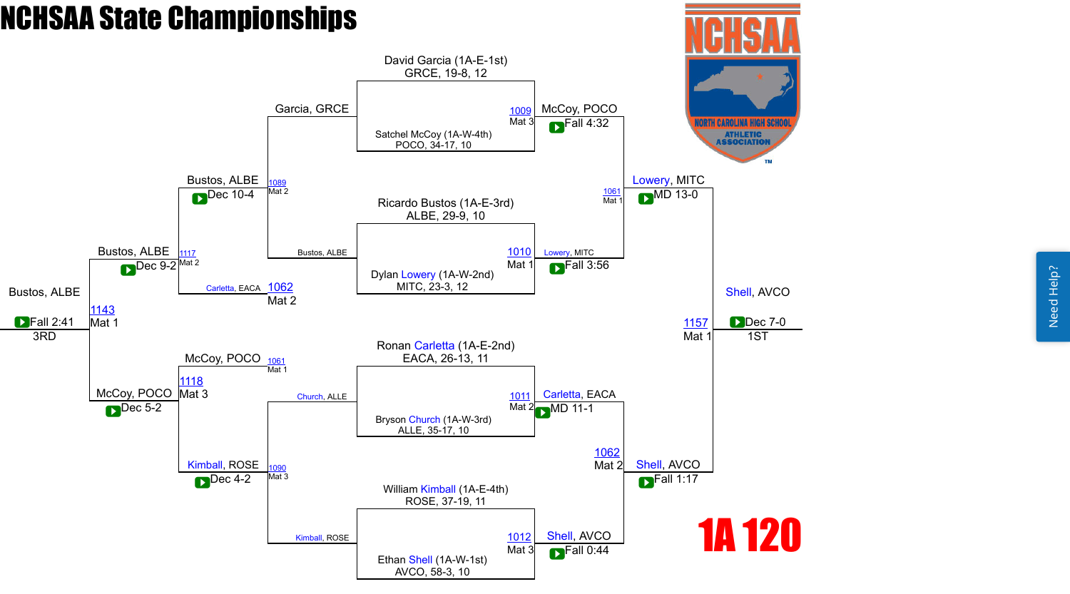# NCHSAA State Championships

## 1A 120

### Championship Bracket

**Quarterfinals**

- Match 1009 (Mat 3): David Garcia (1A-E-1st) GRCE, 19-8, 12 vs. Satchel McCoy (1A-W-4th) POCO, 34-17, 10 — McCoy, POCO — Fall 4:32
- Match 1010 (Mat 1): Ricardo Bustos (1A-E-3rd) ALBE, 29-9, 10 vs. Dylan Lowery (1A-W-2nd) MITC, 23-3, 12 — Lowery, MITC — Fall 3:56
- Match 1011 (Mat 2): Ronan Carletta (1A-E-2nd) EACA, 26-13, 11 vs. Bryson Church (1A-W-3rd) ALLE, 35-17, 10 — Carletta, EACA — MD 11-1
- Match 1012 (Mat 3): William Kimball (1A-E-4th) ROSE, 37-19, 11 vs. Ethan Shell (1A-W-1st) AVCO, 58-3, 10 — Shell, AVCO — Fall 0:44

**Semifinals**

- Match 1061 (Mat 1): McCoy, POCO vs. Lowery, MITC — Lowery, MITC — MD 13-0
- Match 1062 (Mat 2): Carletta, EACA vs. Shell, AVCO — Shell, AVCO — Fall 1:17

**Final**

- Match 1157 (Mat 1): Lowery, MITC vs. Shell, AVCO — Shell, AVCO — Dec 7-0 — 1ST

### Consolation Bracket

- Match 1089 (Mat 2): Garcia, GRCE vs. Bustos, ALBE — Bustos, ALBE — Dec 10-4
- Match 1090 (Mat 3): Church, ALLE vs. Kimball, ROSE — Kimball, ROSE — Dec 4-2
- Match 1117 (Mat 2): Bustos, ALBE vs. Carletta, EACA (1062) — Bustos, ALBE — Dec 9-2
- Match 1118 (Mat 3): McCoy, POCO (1061) vs. Kimball, ROSE — McCoy, POCO — Dec 5-2
- Match 1143 (Mat 1): Bustos, ALBE vs. McCoy, POCO — Bustos, ALBE — Fall 2:41 — 3RD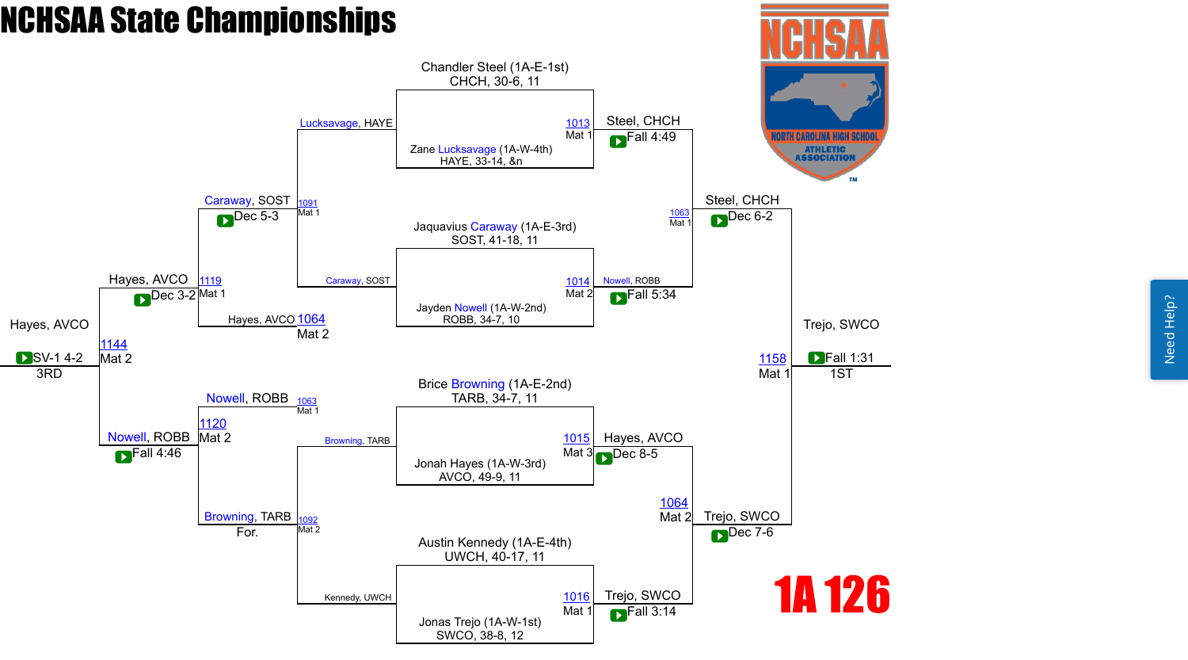# NCHSAA State Championships

## 1A 126

### Championship Bracket

**Quarterfinals**

- Match 1013 (Mat 1): Chandler Steel (1A-E-1st) CHCH, 30-6, 11 vs. Zane Lucksavage (1A-W-4th) HAYE, 33-14, &n — Winner: Steel, CHCH, Fall 4:49
- Match 1014 (Mat 2): Jaquavius Caraway (1A-E-3rd) SOST, 41-18, 11 vs. Jayden Nowell (1A-W-2nd) ROBB, 34-7, 10 — Winner: Nowell, ROBB, Fall 5:34
- Match 1015 (Mat 3): Brice Browning (1A-E-2nd) TARB, 34-7, 11 vs. Jonah Hayes (1A-W-3rd) AVCO, 49-9, 11 — Winner: Hayes, AVCO, Dec 8-5
- Match 1016 (Mat 1): Austin Kennedy (1A-E-4th) UWCH, 40-17, 11 vs. Jonas Trejo (1A-W-1st) SWCO, 38-8, 12 — Winner: Trejo, SWCO, Fall 3:14

**Semifinals**

- Match 1063 (Mat 1): Steel, CHCH vs. Nowell, ROBB — Winner: Steel, CHCH, Dec 6-2
- Match 1064 (Mat 2): Hayes, AVCO vs. Trejo, SWCO — Winner: Trejo, SWCO, Dec 7-6

**Final**

- Match 1158 (Mat 1): Steel, CHCH vs. Trejo, SWCO — Winner: Trejo, SWCO, Fall 1:31 — 1ST

### Consolation Bracket

**Consolation Round 1**

- Match 1091 (Mat 1): Lucksavage, HAYE vs. Caraway, SOST — Winner: Caraway, SOST, Dec 5-3
- Match 1092 (Mat 2): Browning, TARB vs. Kennedy, UWCH — Winner: Browning, TARB

**Consolation Semifinals**

- Match 1119 (Mat 1): Caraway, SOST vs. Hayes, AVCO (1064, Mat 2) — Winner: Hayes, AVCO, Dec 3-2
- Match 1120 (Mat 2): Nowell, ROBB (1063, Mat 1) vs. Browning, TARB (For.) — Winner: Nowell, ROBB, Fall 4:46

**Third Place**

- Match 1144 (Mat 2): Hayes, AVCO vs. Nowell, ROBB — Winner: Hayes, AVCO, SV-1 4-2 — 3RD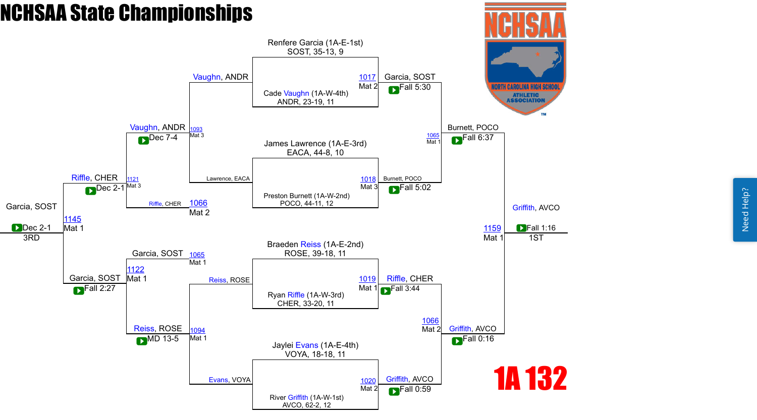# NCHSAA State Championships

## 1A 132

### Quarterfinals

| Bout | Mat | Wrestler 1 | Wrestler 2 | Winner | Result |
| --- | --- | --- | --- | --- | --- |
| 1017 | Mat 2 | Renfere Garcia (1A-E-1st) SOST, 35-13, 9 | Cade Vaughn (1A-W-4th) ANDR, 23-19, 11 | Garcia, SOST | Fall 5:30 |
| 1018 | Mat 3 | James Lawrence (1A-E-3rd) EACA, 44-8, 10 | Preston Burnett (1A-W-2nd) POCO, 44-11, 12 | Burnett, POCO | Fall 5:02 |
| 1019 | Mat 1 | Braeden Reiss (1A-E-2nd) ROSE, 39-18, 11 | Ryan Riffle (1A-W-3rd) CHER, 33-20, 11 | Riffle, CHER | Fall 3:44 |
| 1020 | Mat 2 | Jaylei Evans (1A-E-4th) VOYA, 18-18, 11 | River Griffith (1A-W-1st) AVCO, 62-2, 12 | Griffith, AVCO | Fall 0:59 |

### Semifinals

| Bout | Mat | Wrestler 1 | Wrestler 2 | Winner | Result |
| --- | --- | --- | --- | --- | --- |
| 1065 | Mat 1 | Garcia, SOST | Burnett, POCO | Burnett, POCO | Fall 6:37 |
| 1066 | Mat 2 | Riffle, CHER | Griffith, AVCO | Griffith, AVCO | Fall 0:16 |

### 1st Place

| Bout | Mat | Wrestler 1 | Wrestler 2 | Winner | Result |
| --- | --- | --- | --- | --- | --- |
| 1159 | Mat 1 | Burnett, POCO | Griffith, AVCO | Griffith, AVCO | Fall 1:16 — 1ST |

### Consolation

| Bout | Mat | Wrestler 1 | Wrestler 2 | Winner | Result |
| --- | --- | --- | --- | --- | --- |
| 1093 | Mat 3 | Vaughn, ANDR | Lawrence, EACA | Vaughn, ANDR | Dec 7-4 |
| 1094 | Mat 1 | Reiss, ROSE | Evans, VOYA | Reiss, ROSE | MD 13-5 |
| 1121 | Mat 3 | Vaughn, ANDR | Riffle, CHER (1066, Mat 2) | Riffle, CHER | Dec 2-1 |
| 1122 | Mat 1 | Garcia, SOST (1065, Mat 1) | Reiss, ROSE | Garcia, SOST | Fall 2:27 |

### 3rd Place

| Bout | Mat | Wrestler 1 | Wrestler 2 | Winner | Result |
| --- | --- | --- | --- | --- | --- |
| 1145 | Mat 1 | Riffle, CHER | Garcia, SOST | Garcia, SOST | Dec 2-1 — 3RD |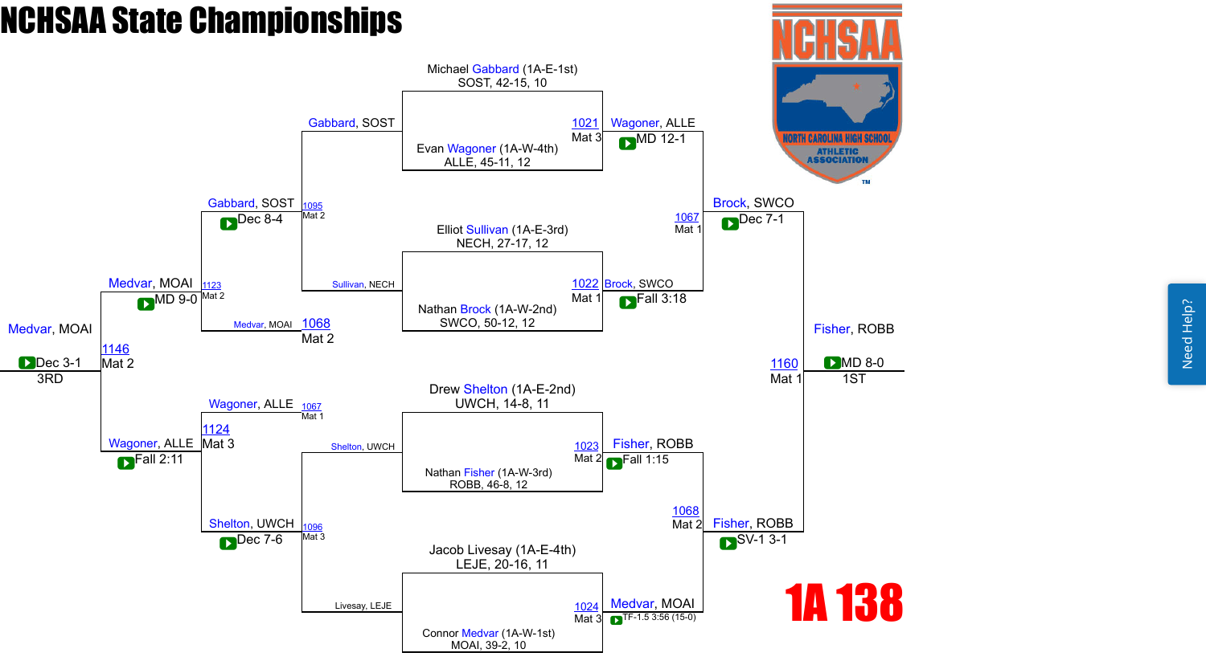# NCHSAA State Championships

## 1A 138

### Championship Bracket

**Quarterfinals**

- Michael Gabbard (1A-E-1st), SOST, 42-15, 10 vs. Evan Wagoner (1A-W-4th), ALLE, 45-11, 12 — 1021, Mat 3 — Wagoner, ALLE — MD 12-1
- Elliot Sullivan (1A-E-3rd), NECH, 27-17, 12 vs. Nathan Brock (1A-W-2nd), SWCO, 50-12, 12 — 1022, Mat 1 — Brock, SWCO — Fall 3:18
- Drew Shelton (1A-E-2nd), UWCH, 14-8, 11 vs. Nathan Fisher (1A-W-3rd), ROBB, 46-8, 12 — 1023, Mat 2 — Fisher, ROBB — Fall 1:15
- Jacob Livesay (1A-E-4th), LEJE, 20-16, 11 vs. Connor Medvar (1A-W-1st), MOAI, 39-2, 10 — 1024, Mat 3 — Medvar, MOAI — TF-1.5 3:56 (15-0)

**Semifinals**

- Wagoner, ALLE vs. Brock, SWCO — 1067, Mat 1 — Brock, SWCO — Dec 7-1
- Fisher, ROBB vs. Medvar, MOAI — 1068, Mat 2 — Fisher, ROBB — SV-1 3-1

**Final**

- Brock, SWCO vs. Fisher, ROBB — 1160, Mat 1 — Fisher, ROBB — MD 8-0 — 1ST

### Consolation Bracket

- Gabbard, SOST vs. Sullivan, NECH — 1095, Mat 2 — Gabbard, SOST — Dec 8-4
- Wagoner, ALLE (1067, Mat 1) vs. Shelton, UWCH — 1124, Mat 3 — Wagoner, ALLE — Fall 2:11
- Shelton, UWCH vs. Livesay, LEJE — 1096, Mat 3 — Shelton, UWCH — Dec 7-6
- Gabbard, SOST vs. Medvar, MOAI (1068, Mat 2) — 1123, Mat 2 — Medvar, MOAI — MD 9-0
- Medvar, MOAI vs. Wagoner, ALLE — 1146, Mat 2 — Medvar, MOAI — Dec 3-1 — 3RD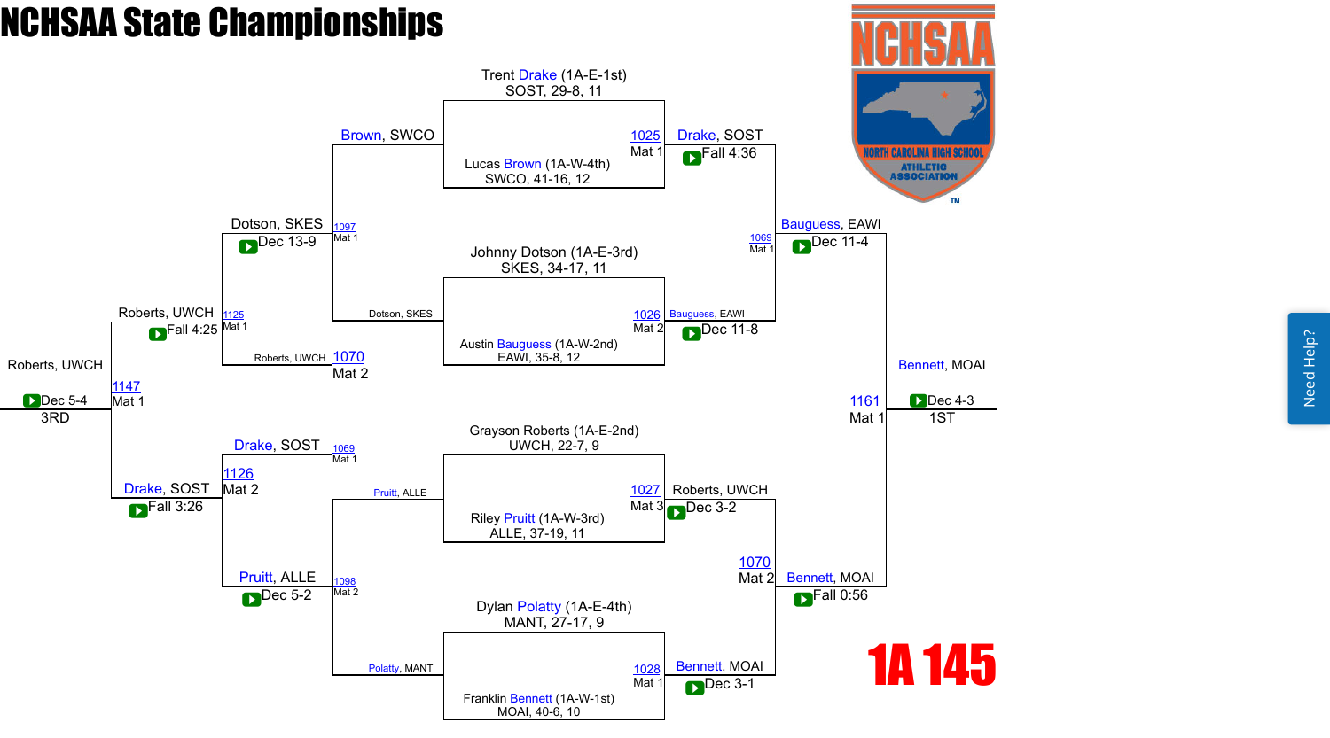# NCHSAA State Championships

## 1A 145

### Championship Bracket

**First Round**

- Trent Drake (1A-E-1st), SOST, 29-8, 11 vs. Lucas Brown (1A-W-4th), SWCO, 41-16, 12 — 1025, Mat 1 — Drake, SOST — Fall 4:36
- Johnny Dotson (1A-E-3rd), SKES, 34-17, 11 vs. Austin Bauguess (1A-W-2nd), EAWI, 35-8, 12 — 1026, Mat 2 — Bauguess, EAWI — Dec 11-8
- Grayson Roberts (1A-E-2nd), UWCH, 22-7, 9 vs. Riley Pruitt (1A-W-3rd), ALLE, 37-19, 11 — 1027, Mat 3 — Roberts, UWCH — Dec 3-2
- Dylan Polatty (1A-E-4th), MANT, 27-17, 9 vs. Franklin Bennett (1A-W-1st), MOAI, 40-6, 10 — 1028, Mat 1 — Bennett, MOAI — Dec 3-1

**Semifinals**

- Drake, SOST vs. Bauguess, EAWI — 1069, Mat 1 — Bauguess, EAWI — Dec 11-4
- Roberts, UWCH vs. Bennett, MOAI — 1070, Mat 2 — Bennett, MOAI — Fall 0:56

**Final**

- Bauguess, EAWI vs. Bennett, MOAI — 1161, Mat 1 — Bennett, MOAI — Dec 4-3 — 1ST

### Consolation Bracket

**Consolation First Round**

- Brown, SWCO vs. Dotson, SKES — 1097, Mat 1 — Dotson, SKES — Dec 13-9
- Pruitt, ALLE vs. Polatty, MANT — 1098, Mat 2 — Pruitt, ALLE — Dec 5-2

**Consolation Second Round**

- Dotson, SKES vs. Roberts, UWCH (1070, Mat 2) — 1125, Mat 1 — Roberts, UWCH — Fall 4:25
- Drake, SOST (1069, Mat 1) vs. Pruitt, ALLE — 1126, Mat 2 — Drake, SOST — Fall 3:26

**Third Place**

- Roberts, UWCH vs. Drake, SOST — 1147, Mat 1 — Roberts, UWCH — Dec 5-4 — 3RD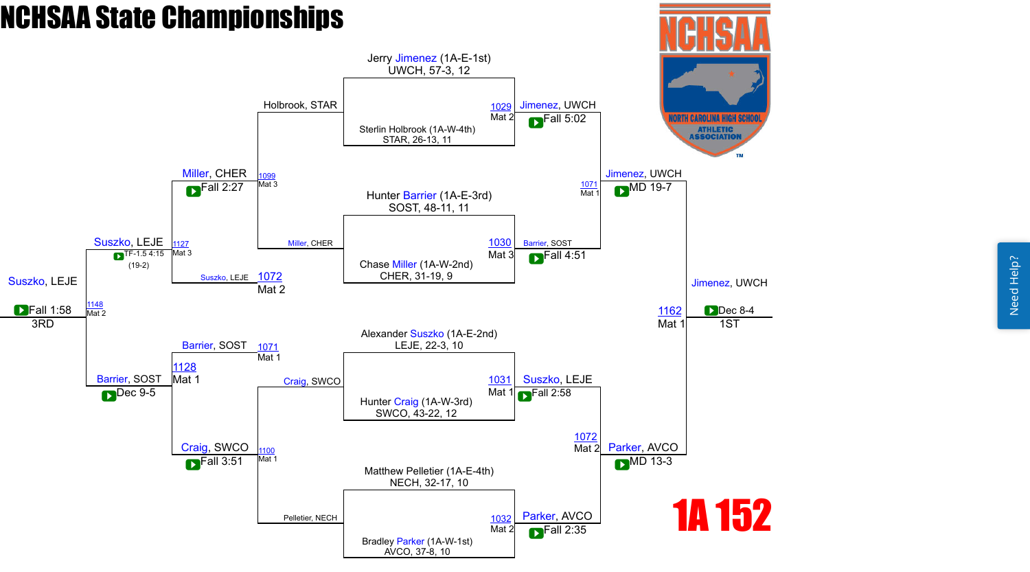# NCHSAA State Championships

## 1A 152

### Championship Bracket

**Quarterfinals**

- Jerry Jimenez (1A-E-1st) UWCH, 57-3, 12 vs. Sterlin Holbrook (1A-W-4th) STAR, 26-13, 11 — Bout 1029, Mat 2 — Jimenez, UWCH — Fall 5:02
- Hunter Barrier (1A-E-3rd) SOST, 48-11, 11 vs. Chase Miller (1A-W-2nd) CHER, 31-19, 9 — Bout 1030, Mat 3 — Barrier, SOST — Fall 4:51
- Alexander Suszko (1A-E-2nd) LEJE, 22-3, 10 vs. Hunter Craig (1A-W-3rd) SWCO, 43-22, 12 — Bout 1031, Mat 1 — Suszko, LEJE — Fall 2:58
- Matthew Pelletier (1A-E-4th) NECH, 32-17, 10 vs. Bradley Parker (1A-W-1st) AVCO, 37-8, 10 — Bout 1032, Mat 2 — Parker, AVCO — Fall 2:35

**Semifinals**

- Jimenez, UWCH vs. Barrier, SOST — Bout 1071, Mat 1 — Jimenez, UWCH — MD 19-7
- Suszko, LEJE vs. Parker, AVCO — Bout 1072, Mat 2 — Parker, AVCO — MD 13-3

**Final**

- Jimenez, UWCH vs. Parker, AVCO — Bout 1162, Mat 1 — Jimenez, UWCH — Dec 8-4 — 1ST

### Consolation Bracket

**Consolation Round 1**

- Holbrook, STAR vs. Miller, CHER — Bout 1099, Mat 3 — Miller, CHER — Fall 2:27
- Craig, SWCO vs. Pelletier, NECH — Bout 1100, Mat 1 — Craig, SWCO — Fall 3:51

**Consolation Semifinals**

- Miller, CHER vs. Suszko, LEJE (loser of 1072, Mat 2) — Bout 1127, Mat 3 — Suszko, LEJE — TF-1.5 4:15 (19-2)
- Barrier, SOST (loser of 1071, Mat 1) vs. Craig, SWCO — Bout 1128, Mat 1 — Barrier, SOST — Dec 9-5

**3rd Place**

- Suszko, LEJE vs. Barrier, SOST — Bout 1148, Mat 2 — Suszko, LEJE — Fall 1:58 — 3RD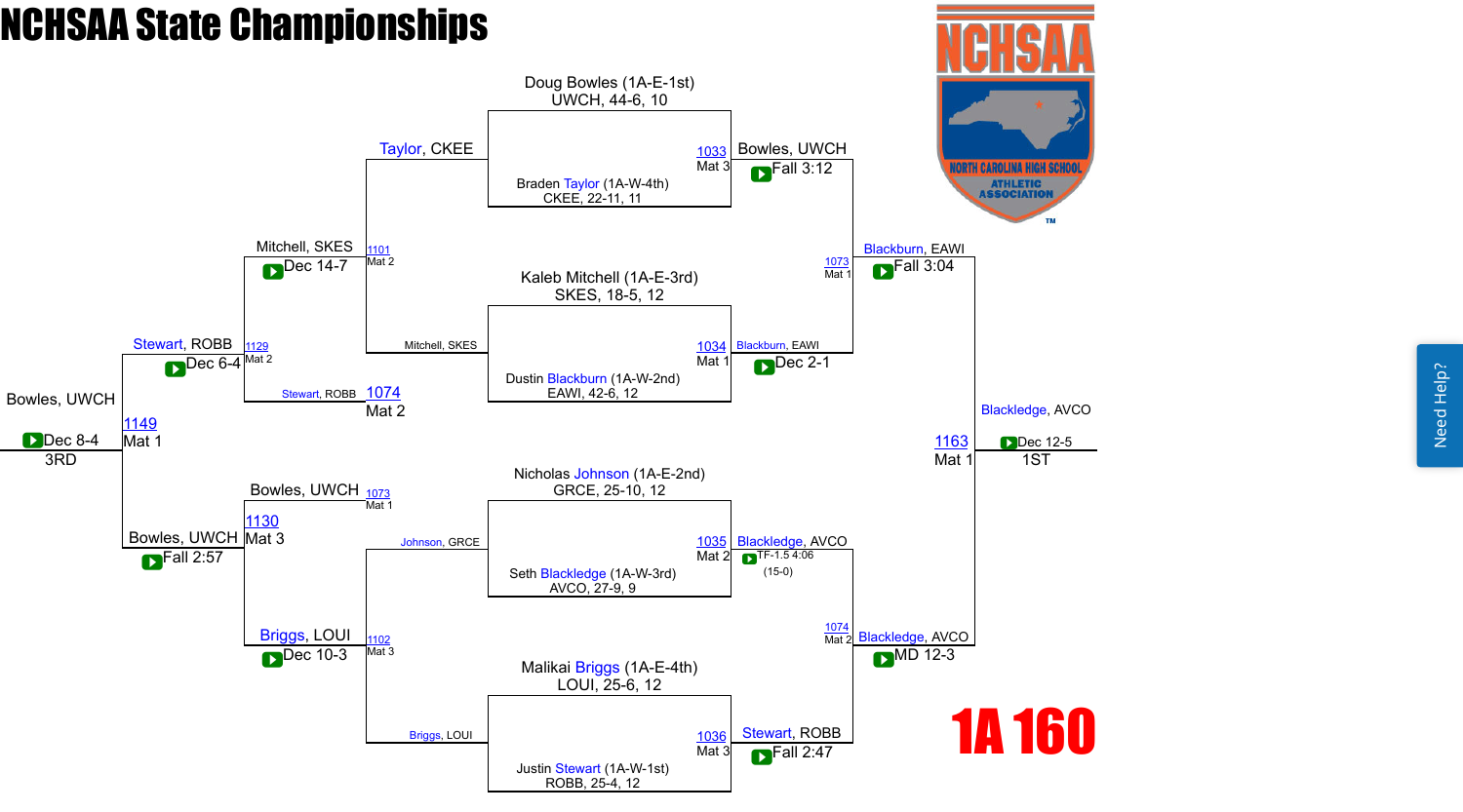# NCHSAA State Championships

## 1A 160

### Championship Bracket

**First Round**

| Bout | Mat | Wrestler 1 | Wrestler 2 | Winner | Result |
| --- | --- | --- | --- | --- | --- |
| 1033 | Mat 3 | Doug Bowles (1A-E-1st) UWCH, 44-6, 10 | Braden Taylor (1A-W-4th) CKEE, 22-11, 11 | Bowles, UWCH | Fall 3:12 |
| 1034 | Mat 1 | Kaleb Mitchell (1A-E-3rd) SKES, 18-5, 12 | Dustin Blackburn (1A-W-2nd) EAWI, 42-6, 12 | Blackburn, EAWI | Dec 2-1 |
| 1035 | Mat 2 | Nicholas Johnson (1A-E-2nd) GRCE, 25-10, 12 | Seth Blackledge (1A-W-3rd) AVCO, 27-9, 9 | Blackledge, AVCO | TF-1.5 4:06 (15-0) |
| 1036 | Mat 3 | Malikai Briggs (1A-E-4th) LOUI, 25-6, 12 | Justin Stewart (1A-W-1st) ROBB, 25-4, 12 | Stewart, ROBB | Fall 2:47 |

**Semifinals**

| Bout | Mat | Winner | Result |
| --- | --- | --- | --- |
| 1073 | Mat 1 | Blackburn, EAWI | Fall 3:04 |
| 1074 | Mat 2 | Blackledge, AVCO | MD 12-3 |

**Final**

| Bout | Mat | Winner | Result |
| --- | --- | --- | --- |
| 1163 | Mat 1 | Blackledge, AVCO | Dec 12-5 (1ST) |

### Consolation Bracket

| Bout | Mat | Wrestler 1 | Wrestler 2 | Winner | Result |
| --- | --- | --- | --- | --- | --- |
| 1101 | Mat 2 | Taylor, CKEE | Mitchell, SKES | Mitchell, SKES | Dec 14-7 |
| 1102 | Mat 3 | Johnson, GRCE | Briggs, LOUI | Briggs, LOUI | Dec 10-3 |
| 1129 | Mat 2 | Mitchell, SKES | Stewart, ROBB (1074, Mat 2) | Stewart, ROBB | Dec 6-4 |
| 1130 | Mat 3 | Bowles, UWCH (1073, Mat 1) | Briggs, LOUI | Bowles, UWCH | Fall 2:57 |
| 1149 | Mat 1 | Stewart, ROBB | Bowles, UWCH | Bowles, UWCH | Dec 8-4 (3RD) |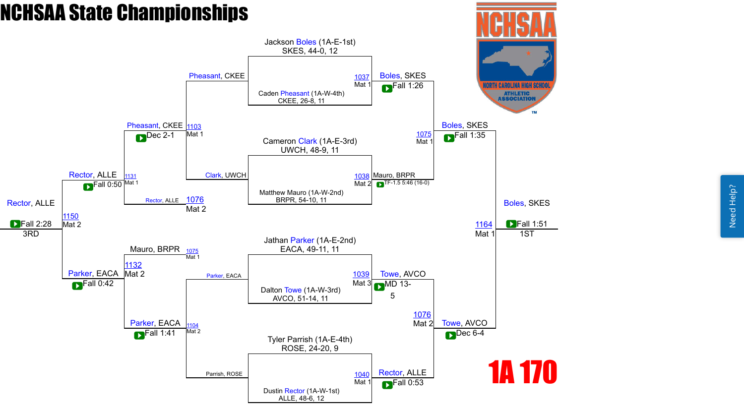# NCHSAA State Championships

## 1A 170

### Championship Bracket

**Quarterfinals**

- Jackson Boles (1A-E-1st), SKES, 44-0, 12 vs. Caden Pheasant (1A-W-4th), CKEE, 26-8, 11 — Match 1037, Mat 1 — Winner: Boles, SKES — Fall 1:26
- Cameron Clark (1A-E-3rd), UWCH, 48-9, 11 vs. Matthew Mauro (1A-W-2nd), BRPR, 54-10, 11 — Match 1038, Mat 2 — Winner: Mauro, BRPR — TF-1.5 5:46 (16-0)
- Jathan Parker (1A-E-2nd), EACA, 49-11, 11 vs. Dalton Towe (1A-W-3rd), AVCO, 51-14, 11 — Match 1039, Mat 3 — Winner: Towe, AVCO — MD 13-5
- Tyler Parrish (1A-E-4th), ROSE, 24-20, 9 vs. Dustin Rector (1A-W-1st), ALLE, 48-6, 12 — Match 1040, Mat 1 — Winner: Rector, ALLE — Fall 0:53

**Semifinals**

- Boles, SKES vs. Mauro, BRPR — Match 1075, Mat 1 — Winner: Boles, SKES — Fall 1:35
- Towe, AVCO vs. Rector, ALLE — Match 1076, Mat 2 — Winner: Towe, AVCO — Dec 6-4

**Final**

- Boles, SKES vs. Towe, AVCO — Match 1164, Mat 1 — Winner: Boles, SKES — Fall 1:51 — 1ST

### Consolation Bracket

**Consolation Round 1**

- Pheasant, CKEE vs. Clark, UWCH — Match 1103, Mat 1 — Winner: Pheasant, CKEE — Dec 2-1
- Parker, EACA vs. Parrish, ROSE — Match 1104, Mat 2 — Winner: Parker, EACA — Fall 1:41

**Consolation Semifinals**

- Pheasant, CKEE vs. Rector, ALLE (loser of 1076, Mat 2) — Match 1131, Mat 1 — Winner: Rector, ALLE — Fall 0:50
- Mauro, BRPR (loser of 1075, Mat 1) vs. Parker, EACA — Match 1132, Mat 2 — Winner: Parker, EACA — Fall 0:42

**3rd Place**

- Rector, ALLE vs. Parker, EACA — Match 1150, Mat 2 — Winner: Rector, ALLE — Fall 2:28 — 3RD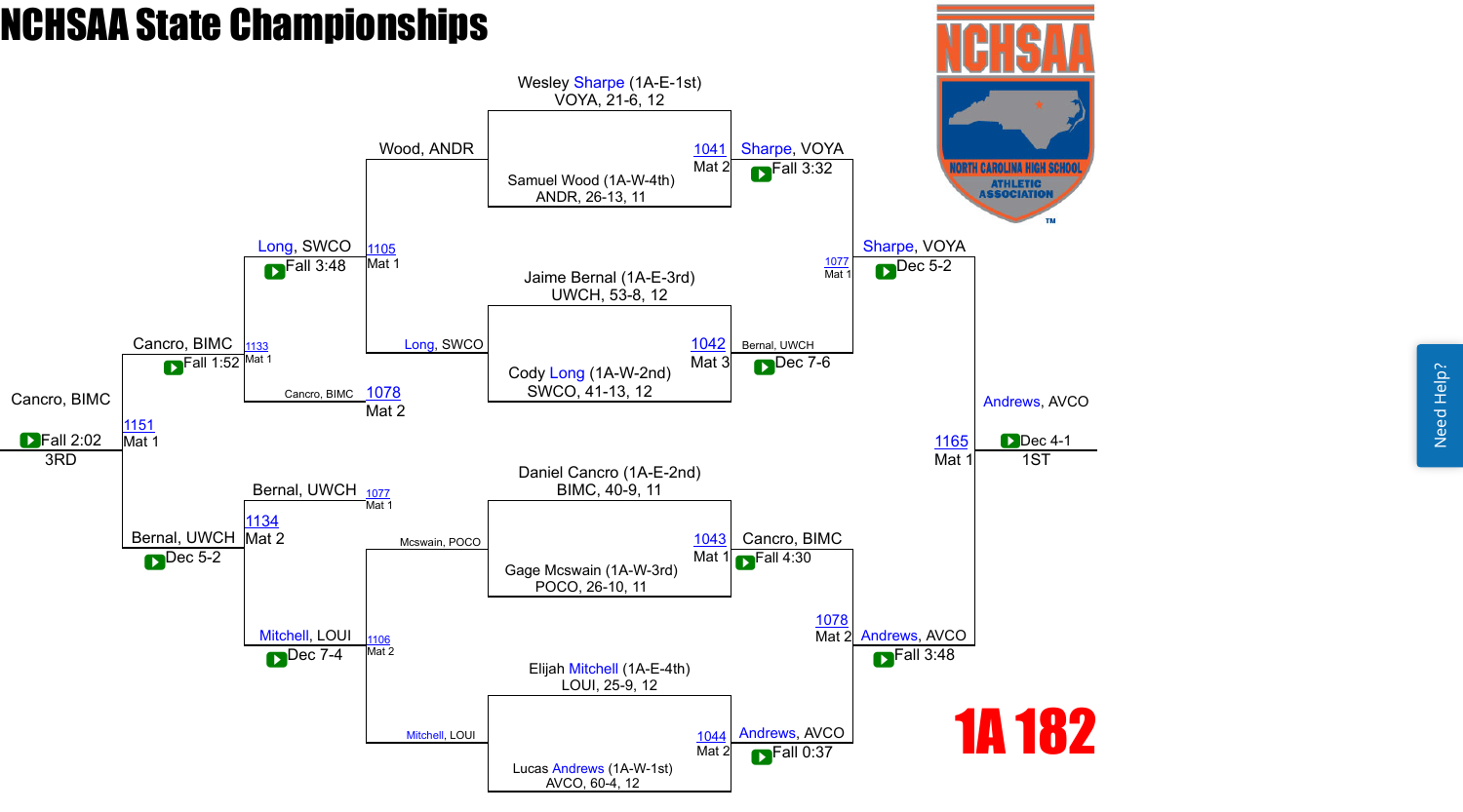# NCHSAA State Championships

## 1A 182

### Championship Bracket

**Quarterfinals**

- Match 1041 (Mat 2): Wesley Sharpe (1A-E-1st) VOYA, 21-6, 12 vs. Samuel Wood (1A-W-4th) ANDR, 26-13, 11 — Sharpe, VOYA — Fall 3:32
- Match 1042 (Mat 3): Jaime Bernal (1A-E-3rd) UWCH, 53-8, 12 vs. Cody Long (1A-W-2nd) SWCO, 41-13, 12 — Bernal, UWCH — Dec 7-6
- Match 1043 (Mat 1): Daniel Cancro (1A-E-2nd) BIMC, 40-9, 11 vs. Gage Mcswain (1A-W-3rd) POCO, 26-10, 11 — Cancro, BIMC — Fall 4:30
- Match 1044 (Mat 2): Elijah Mitchell (1A-E-4th) LOUI, 25-9, 12 vs. Lucas Andrews (1A-W-1st) AVCO, 60-4, 12 — Andrews, AVCO — Fall 0:37

**Semifinals**

- Match 1077 (Mat 1): Sharpe, VOYA vs. Bernal, UWCH — Sharpe, VOYA — Dec 5-2
- Match 1078 (Mat 2): Cancro, BIMC vs. Andrews, AVCO — Andrews, AVCO — Fall 3:48

**Final (1ST)**

- Match 1165 (Mat 1): Sharpe, VOYA vs. Andrews, AVCO — Andrews, AVCO — Dec 4-1 — 1ST

### Consolation Bracket

**Consolation Round 1**

- Match 1105 (Mat 1): Wood, ANDR vs. Long, SWCO — Long, SWCO — Fall 3:48
- Match 1106 (Mat 2): Mcswain, POCO vs. Mitchell, LOUI — Mitchell, LOUI — Dec 7-4

**Consolation Semifinals**

- Match 1133 (Mat 1): Long, SWCO vs. Cancro, BIMC (1078, Mat 2) — Cancro, BIMC — Fall 1:52
- Match 1134 (Mat 2): Bernal, UWCH (1077, Mat 1) vs. Mitchell, LOUI — Bernal, UWCH — Dec 5-2

**3rd Place**

- Match 1151 (Mat 1): Cancro, BIMC vs. Bernal, UWCH — Cancro, BIMC — Fall 2:02 — 3RD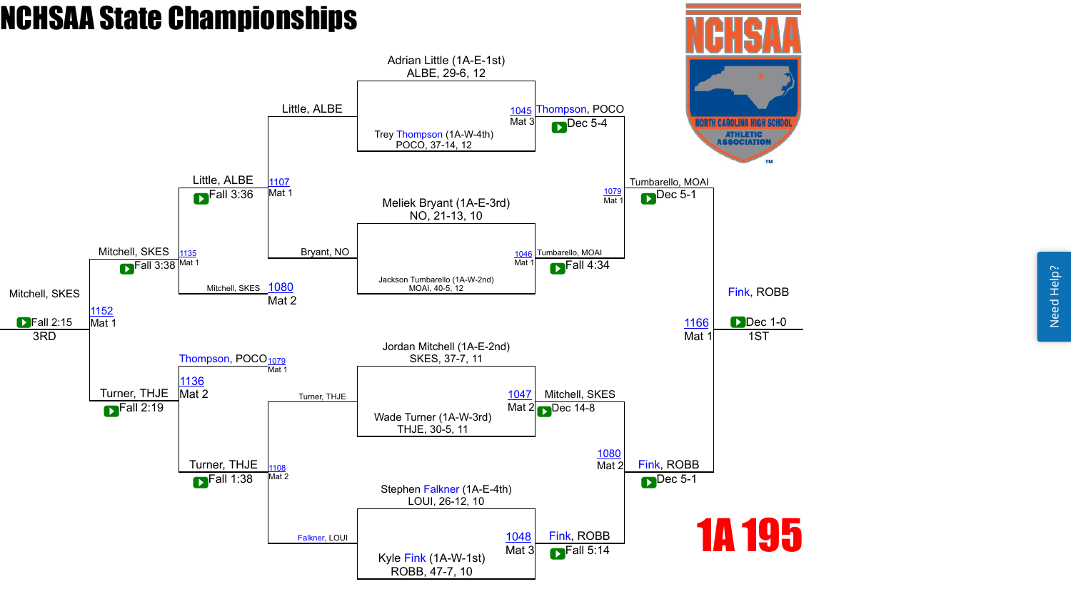# NCHSAA State Championships

## 1A 195

### Championship Bracket

**First Round**

- Adrian Little (1A-E-1st) ALBE, 29-6, 12 vs. Trey Thompson (1A-W-4th) POCO, 37-14, 12 — 1045, Mat 3 — Thompson, POCO — Dec 5-4
- Meliek Bryant (1A-E-3rd) NO, 21-13, 10 vs. Jackson Tumbarello (1A-W-2nd) MOAI, 40-5, 12 — 1046, Mat 1 — Tumbarello, MOAI — Fall 4:34
- Jordan Mitchell (1A-E-2nd) SKES, 37-7, 11 vs. Wade Turner (1A-W-3rd) THJE, 30-5, 11 — 1047, Mat 2 — Mitchell, SKES — Dec 14-8
- Stephen Falkner (1A-E-4th) LOUI, 26-12, 10 vs. Kyle Fink (1A-W-1st) ROBB, 47-7, 10 — 1048, Mat 3 — Fink, ROBB — Fall 5:14

**Semifinals**

- Thompson, POCO vs. Tumbarello, MOAI — 1079, Mat 1 — Tumbarello, MOAI — Dec 5-1
- Mitchell, SKES vs. Fink, ROBB — 1080, Mat 2 — Fink, ROBB — Dec 5-1

**Final**

- Tumbarello, MOAI vs. Fink, ROBB — 1166, Mat 1 — Fink, ROBB — Dec 1-0 — 1ST

### Consolation Bracket

**Consolation First Round**

- Little, ALBE vs. Bryant, NO — 1107, Mat 1 — Little, ALBE — Fall 3:36
- Turner, THJE vs. Falkner, LOUI — 1108, Mat 2 — Turner, THJE — Fall 1:38

**Consolation Second Round**

- Little, ALBE vs. Mitchell, SKES (loser of 1080, Mat 2) — 1135, Mat 1 — Mitchell, SKES — Fall 3:38
- Thompson, POCO (loser of 1079, Mat 1) vs. Turner, THJE — 1136, Mat 2 — Turner, THJE — Fall 2:19

**Third Place**

- Mitchell, SKES vs. Turner, THJE — 1152, Mat 1 — Mitchell, SKES — Fall 2:15 — 3RD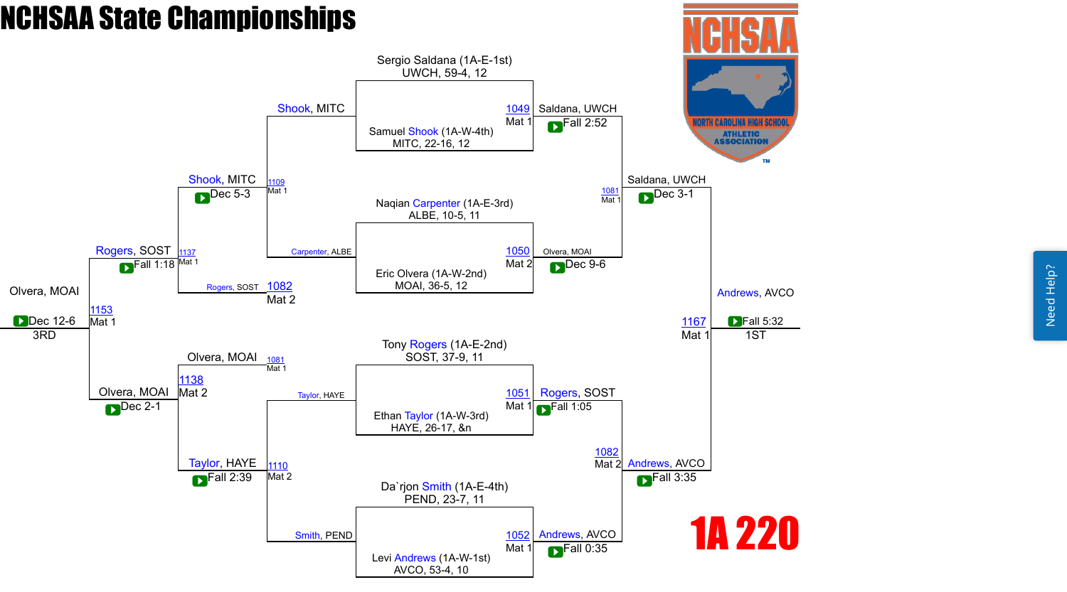# NCHSAA State Championships

**1A 220**

## Championship Bracket

### First Round

| Match | Mat | Wrestler 1 | Wrestler 2 | Winner | Result |
|---|---|---|---|---|---|
| 1049 | Mat 1 | Sergio Saldana (1A-E-1st) UWCH, 59-4, 12 | Samuel Shook (1A-W-4th) MITC, 22-16, 12 | Saldana, UWCH | Fall 2:52 |
| 1050 | Mat 2 | Naqian Carpenter (1A-E-3rd) ALBE, 10-5, 11 | Eric Olvera (1A-W-2nd) MOAI, 36-5, 12 | Olvera, MOAI | Dec 9-6 |
| 1051 | Mat 1 | Tony Rogers (1A-E-2nd) SOST, 37-9, 11 | Ethan Taylor (1A-W-3rd) HAYE, 26-17, &n | Rogers, SOST | Fall 1:05 |
| 1052 | Mat 1 | Da`rjon Smith (1A-E-4th) PEND, 23-7, 11 | Levi Andrews (1A-W-1st) AVCO, 53-4, 10 | Andrews, AVCO | Fall 0:35 |

### Semifinals

| Match | Mat | Winner | Result |
|---|---|---|---|
| 1081 | Mat 1 | Saldana, UWCH | Dec 3-1 |
| 1082 | Mat 2 | Andrews, AVCO | Fall 3:35 |

### Final

| Match | Mat | Winner | Result |
|---|---|---|---|
| 1167 | Mat 1 | Andrews, AVCO | Fall 5:32 (1ST) |

## Consolation Bracket

| Match | Mat | Wrestler 1 | Wrestler 2 | Winner | Result |
|---|---|---|---|---|---|
| 1109 | Mat 1 | Shook, MITC | Carpenter, ALBE | Shook, MITC | Dec 5-3 |
| 1110 | Mat 2 | Taylor, HAYE | Smith, PEND | Taylor, HAYE | Fall 2:39 |
| 1137 | Mat 1 | Shook, MITC | Rogers, SOST (1082, Mat 2) | Rogers, SOST | Fall 1:18 |
| 1138 | Mat 2 | Olvera, MOAI (1081, Mat 1) | Taylor, HAYE | Olvera, MOAI | Dec 2-1 |
| 1153 | Mat 1 | Rogers, SOST | Olvera, MOAI | Olvera, MOAI | Dec 12-6 (3RD) |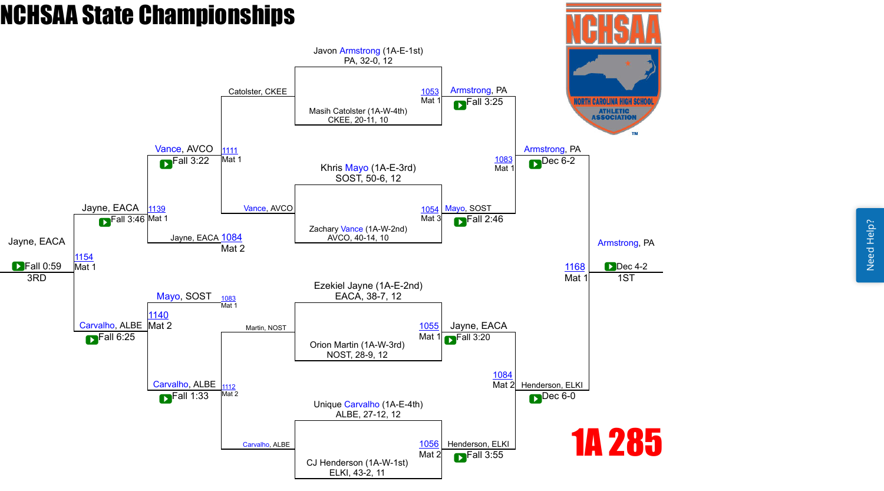# NCHSAA State Championships

**1A 285**

## Championship Bracket

**Javon Armstrong (1A-E-1st)**
PA, 32-0, 12

**Masih Catolster (1A-W-4th)**
CKEE, 20-11, 10

1053 Mat 1 — Armstrong, PA — Fall 3:25

**Khris Mayo (1A-E-3rd)**
SOST, 50-6, 12

**Zachary Vance (1A-W-2nd)**
AVCO, 40-14, 10

1054 Mat 3 — Mayo, SOST — Fall 2:46

1083 Mat 1 — Armstrong, PA — Dec 6-2

**Ezekiel Jayne (1A-E-2nd)**
EACA, 38-7, 12

**Orion Martin (1A-W-3rd)**
NOST, 28-9, 12

1055 Mat 1 — Jayne, EACA — Fall 3:20

**Unique Carvalho (1A-E-4th)**
ALBE, 27-12, 12

**CJ Henderson (1A-W-1st)**
ELKI, 43-2, 11

1056 Mat 2 — Henderson, ELKI — Fall 3:55

1084 Mat 2 — Henderson, ELKI — Dec 6-0

1168 Mat 1 — Armstrong, PA — Dec 4-2 — 1ST

## Consolation Bracket

1111 Mat 1 — Catolster, CKEE vs. Vance, AVCO — Vance, AVCO — Fall 3:22

1139 Mat 1 — Vance, AVCO vs. Jayne, EACA (1084 Mat 2) — Jayne, EACA — Fall 3:46

1112 Mat 2 — Martin, NOST vs. Carvalho, ALBE — Carvalho, ALBE — Fall 1:33

1140 Mat 2 — Mayo, SOST (1083 Mat 1) vs. Carvalho, ALBE — Carvalho, ALBE — Fall 6:25

1154 Mat 1 — Jayne, EACA vs. Carvalho, ALBE — Jayne, EACA — Fall 0:59 — 3RD